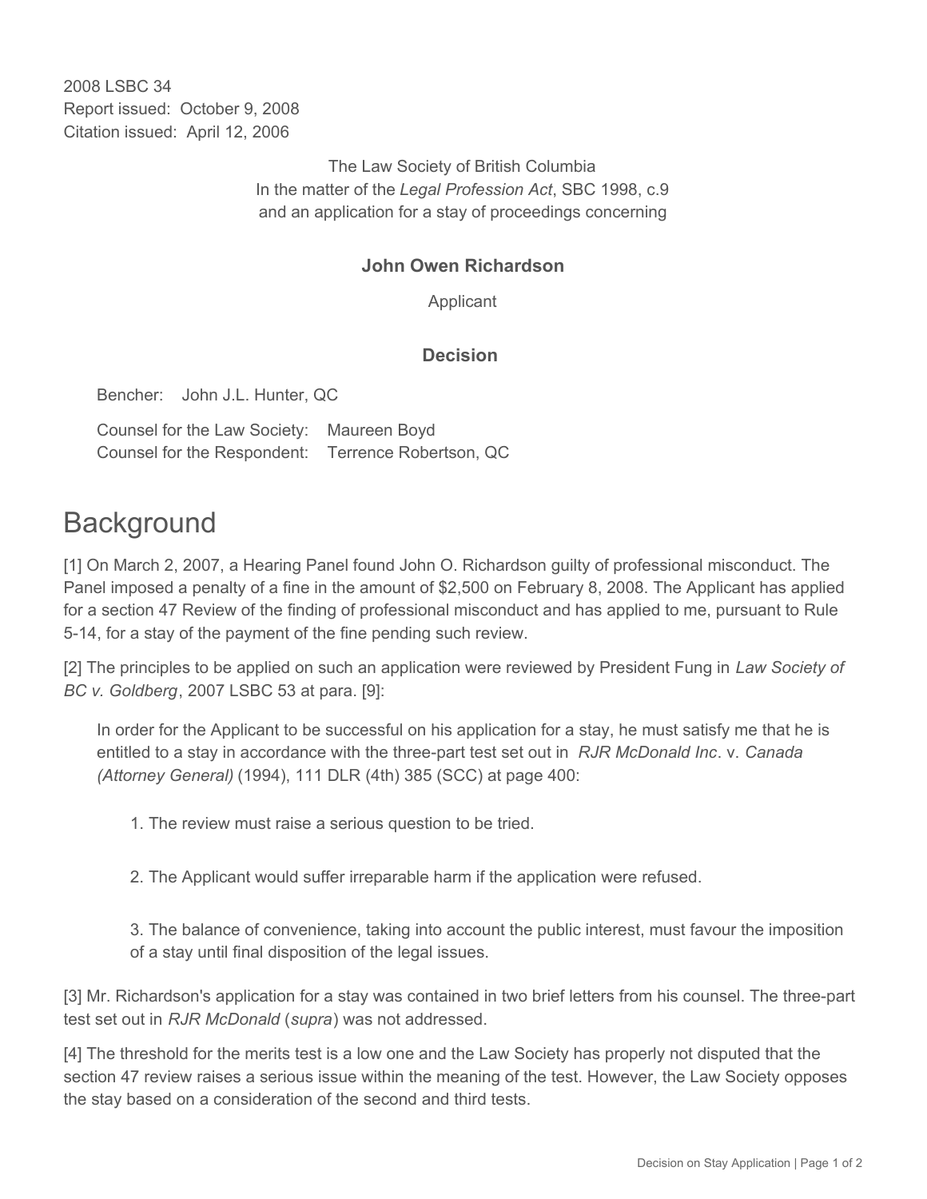2008 LSBC 34
Report issued: October 9, 2008
Citation issued: April 12, 2006

The Law Society of British Columbia
In the matter of the *Legal Profession Act*, SBC 1998, c.9
and an application for a stay of proceedings concerning

**John Owen Richardson**

Applicant

**Decision**

Bencher: John J.L. Hunter, QC

Counsel for the Law Society: Maureen Boyd
Counsel for the Respondent: Terrence Robertson, QC

# Background

[1] On March 2, 2007, a Hearing Panel found John O. Richardson guilty of professional misconduct. The Panel imposed a penalty of a fine in the amount of $2,500 on February 8, 2008. The Applicant has applied for a section 47 Review of the finding of professional misconduct and has applied to me, pursuant to Rule 5-14, for a stay of the payment of the fine pending such review.

[2] The principles to be applied on such an application were reviewed by President Fung in *Law Society of BC v. Goldberg*, 2007 LSBC 53 at para. [9]:

> In order for the Applicant to be successful on his application for a stay, he must satisfy me that he is entitled to a stay in accordance with the three-part test set out in *RJR McDonald Inc*. v. *Canada (Attorney General)* (1994), 111 DLR (4th) 385 (SCC) at page 400:
>
> 1. The review must raise a serious question to be tried.
>
> 2. The Applicant would suffer irreparable harm if the application were refused.
>
> 3. The balance of convenience, taking into account the public interest, must favour the imposition of a stay until final disposition of the legal issues.

[3] Mr. Richardson's application for a stay was contained in two brief letters from his counsel. The three-part test set out in *RJR McDonald* (*supra*) was not addressed.

[4] The threshold for the merits test is a low one and the Law Society has properly not disputed that the section 47 review raises a serious issue within the meaning of the test. However, the Law Society opposes the stay based on a consideration of the second and third tests.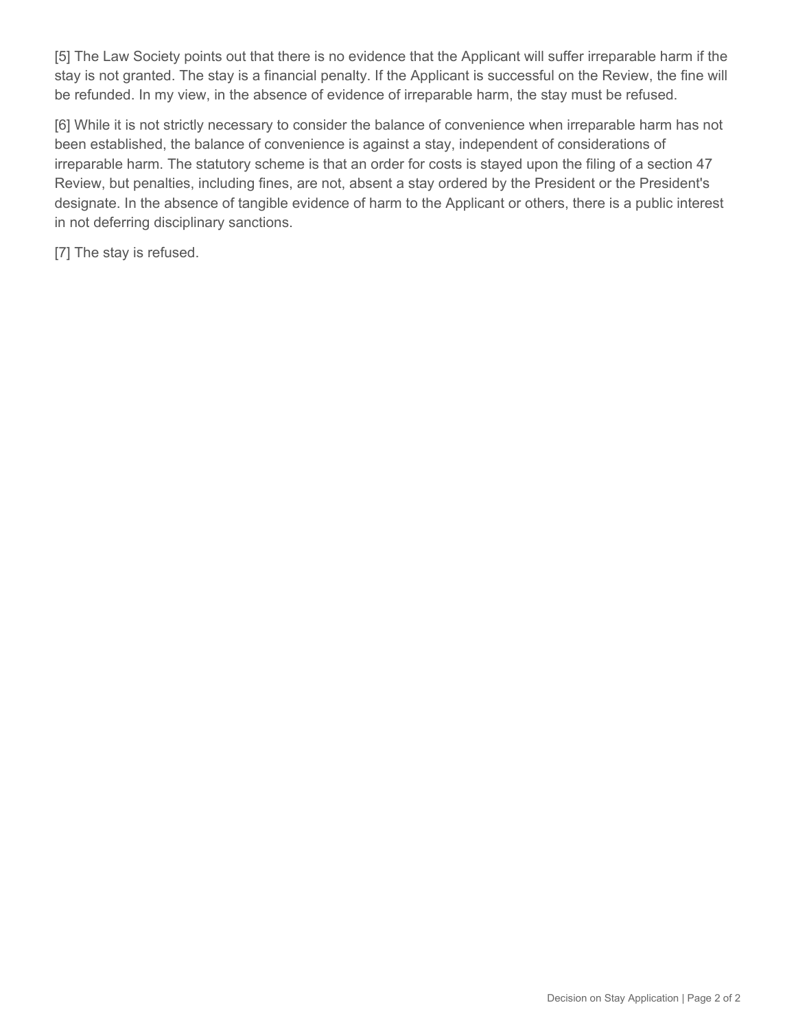[5] The Law Society points out that there is no evidence that the Applicant will suffer irreparable harm if the stay is not granted. The stay is a financial penalty. If the Applicant is successful on the Review, the fine will be refunded. In my view, in the absence of evidence of irreparable harm, the stay must be refused.

[6] While it is not strictly necessary to consider the balance of convenience when irreparable harm has not been established, the balance of convenience is against a stay, independent of considerations of irreparable harm. The statutory scheme is that an order for costs is stayed upon the filing of a section 47 Review, but penalties, including fines, are not, absent a stay ordered by the President or the President's designate. In the absence of tangible evidence of harm to the Applicant or others, there is a public interest in not deferring disciplinary sanctions.

[7] The stay is refused.